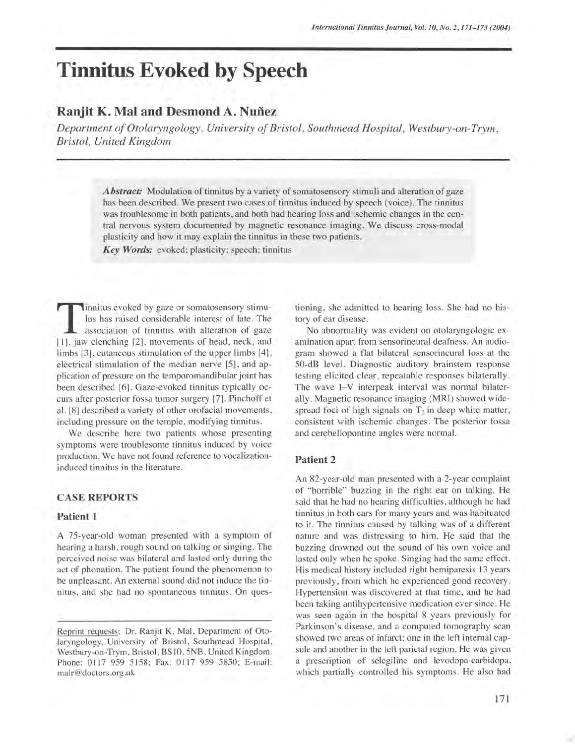# Tinnitus Evoked by Speech

## Ranjit K. Mal and Desmond A. Nuñez

*Department of Otolaryngology, University of Bristol, Southmead Hospital, Westbury-on-Trym, Bristol, United Kingdom*

***Abstract:*** Modulation of tinnitus by a variety of somatosensory stimuli and alteration of gaze has been described. We present two cases of tinnitus induced by speech (voice). The tinnitus was troublesome in both patients, and both had hearing loss and ischemic changes in the central nervous system documented by magnetic resonance imaging. We discuss cross-modal plasticity and how it may explain the tinnitus in these two patients.

***Key Words:*** evoked; plasticity; speech; tinnitus

Tinnitus evoked by gaze or somatosensory stimulus has raised considerable interest of late. The association of tinnitus with alteration of gaze [1], jaw clenching [2], movements of head, neck, and limbs [3], cutaneous stimulation of the upper limbs [4], electrical stimulation of the median nerve [5], and application of pressure on the temporomandibular joint has been described [6]. Gaze-evoked tinnitus typically occurs after posterior fossa tumor surgery [7]. Pinchoff et al. [8] described a variety of other orofacial movements, including pressure on the temple, modifying tinnitus.

We describe here two patients whose presenting symptoms were troublesome tinnitus induced by voice production. We have not found reference to vocalization-induced tinnitus in the literature.

## CASE REPORTS

### Patient 1

A 75-year-old woman presented with a symptom of hearing a harsh, rough sound on talking or singing. The perceived noise was bilateral and lasted only during the act of phonation. The patient found the phenomenon to be unpleasant. An external sound did not induce the tinnitus, and she had no spontaneous tinnitus. On questioning, she admitted to hearing loss. She had no history of ear disease.

No abnormality was evident on otolaryngologic examination apart from sensorineural deafness. An audiogram showed a flat bilateral sensorineural loss at the 50-dB level. Diagnostic auditory brainstem response testing elicited clear, repeatable responses bilaterally. The wave I–V interpeak interval was normal bilaterally. Magnetic resonance imaging (MRI) showed widespread foci of high signals on $T_2$ in deep white matter, consistent with ischemic changes. The posterior fossa and cerebellopontine angles were normal.

### Patient 2

An 82-year-old man presented with a 2-year complaint of "horrible" buzzing in the right ear on talking. He said that he had no hearing difficulties, although he had tinnitus in both ears for many years and was habituated to it. The tinnitus caused by talking was of a different nature and was distressing to him. He said that the buzzing drowned out the sound of his own voice and lasted only when he spoke. Singing had the same effect. His medical history included right hemiparesis 13 years previously, from which he experienced good recovery. Hypertension was discovered at that time, and he had been taking antihypertensive medication ever since. He was seen again in the hospital 8 years previously for Parkinson's disease, and a computed tomography scan showed two areas of infarct: one in the left internal capsule and another in the left parietal region. He was given a prescription of selegiline and levodopa-carbidopa, which partially controlled his symptoms. He also had

Reprint requests: Dr. Ranjit K. Mal, Department of Otolaryngology, University of Bristol, Southmead Hospital, Westbury-on-Trym, Bristol, BS10, 5NB, United Kingdom. Phone: 0117 959 5158; Fax: 0117 959 5850; E-mail: malr@doctors.org.uk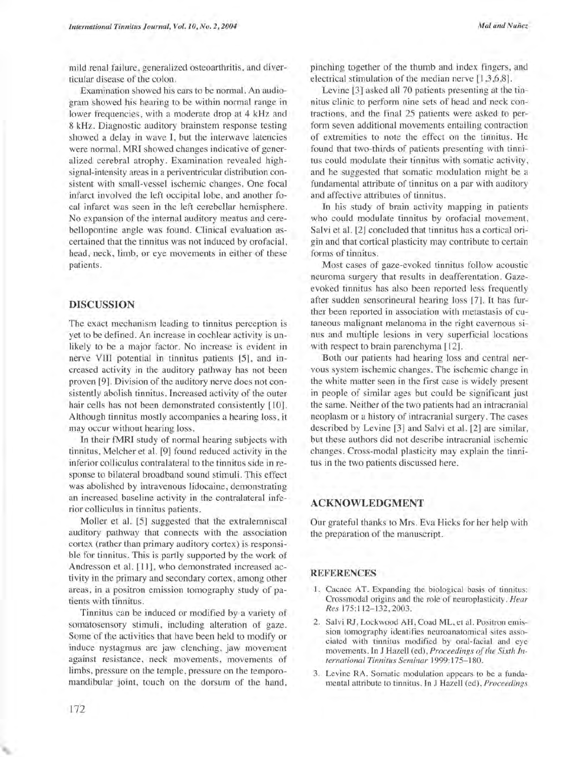mild renal failure, generalized osteoarthritis, and diverticular disease of the colon.

Examination showed his ears to be normal. An audiogram showed his hearing to be within normal range in lower frequencies, with a moderate drop at 4 kHz and 8 kHz. Diagnostic auditory brainstem response testing showed a delay in wave I, but the interwave latencies were normal. MRI showed changes indicative of generalized cerebral atrophy. Examination revealed high-signal-intensity areas in a periventricular distribution consistent with small-vessel ischemic changes. One focal infarct involved the left occipital lobe, and another focal infarct was seen in the left cerebellar hemisphere. No expansion of the internal auditory meatus and cerebellopontine angle was found. Clinical evaluation ascertained that the tinnitus was not induced by orofacial, head, neck, limb, or eye movements in either of these patients.

## DISCUSSION

The exact mechanism leading to tinnitus perception is yet to be defined. An increase in cochlear activity is unlikely to be a major factor. No increase is evident in nerve VIII potential in tinnitus patients [5], and increased activity in the auditory pathway has not been proven [9]. Division of the auditory nerve does not consistently abolish tinnitus. Increased activity of the outer hair cells has not been demonstrated consistently [10]. Although tinnitus mostly accompanies a hearing loss, it may occur without hearing loss.

In their fMRI study of normal hearing subjects with tinnitus, Melcher et al. [9] found reduced activity in the inferior colliculus contralateral to the tinnitus side in response to bilateral broadband sound stimuli. This effect was abolished by intravenous lidocaine, demonstrating an increased baseline activity in the contralateral inferior colliculus in tinnitus patients.

Moller et al. [5] suggested that the extralemniscal auditory pathway that connects with the association cortex (rather than primary auditory cortex) is responsible for tinnitus. This is partly supported by the work of Andresson et al. [11], who demonstrated increased activity in the primary and secondary cortex, among other areas, in a positron emission tomography study of patients with tinnitus.

Tinnitus can be induced or modified by a variety of somatosensory stimuli, including alteration of gaze. Some of the activities that have been held to modify or induce nystagmus are jaw clenching, jaw movement against resistance, neck movements, movements of limbs, pressure on the temple, pressure on the temporomandibular joint, touch on the dorsum of the hand, pinching together of the thumb and index fingers, and electrical stimulation of the median nerve [1,3,6,8].

Levine [3] asked all 70 patients presenting at the tinnitus clinic to perform nine sets of head and neck contractions, and the final 25 patients were asked to perform seven additional movements entailing contraction of extremities to note the effect on the tinnitus. He found that two-thirds of patients presenting with tinnitus could modulate their tinnitus with somatic activity, and he suggested that somatic modulation might be a fundamental attribute of tinnitus on a par with auditory and affective attributes of tinnitus.

In his study of brain activity mapping in patients who could modulate tinnitus by orofacial movement, Salvi et al. [2] concluded that tinnitus has a cortical origin and that cortical plasticity may contribute to certain forms of tinnitus.

Most cases of gaze-evoked tinnitus follow acoustic neuroma surgery that results in deafferentation. Gaze-evoked tinnitus has also been reported less frequently after sudden sensorineural hearing loss [7]. It has further been reported in association with metastasis of cutaneous malignant melanoma in the right cavernous sinus and multiple lesions in very superficial locations with respect to brain parenchyma [12].

Both our patients had hearing loss and central nervous system ischemic changes. The ischemic change in the white matter seen in the first case is widely present in people of similar ages but could be significant just the same. Neither of the two patients had an intracranial neoplasm or a history of intracranial surgery. The cases described by Levine [3] and Salvi et al. [2] are similar, but these authors did not describe intracranial ischemic changes. Cross-modal plasticity may explain the tinnitus in the two patients discussed here.

## ACKNOWLEDGMENT

Our grateful thanks to Mrs. Eva Hicks for her help with the preparation of the manuscript.

## REFERENCES

1. Cacace AT. Expanding the biological basis of tinnitus: Crossmodal origins and the role of neuroplasticity. *Hear Res* 175:112–132, 2003.
2. Salvi RJ, Lockwood AH, Coad ML, et al. Positron emission tomography identifies neuroanatomical sites associated with tinnitus modified by oral-facial and eye movements. In J Hazell (ed), *Proceedings of the Sixth International Tinnitus Seminar* 1999:175–180.
3. Levine RA. Somatic modulation appears to be a fundamental attribute to tinnitus. In J Hazell (ed), *Proceedings*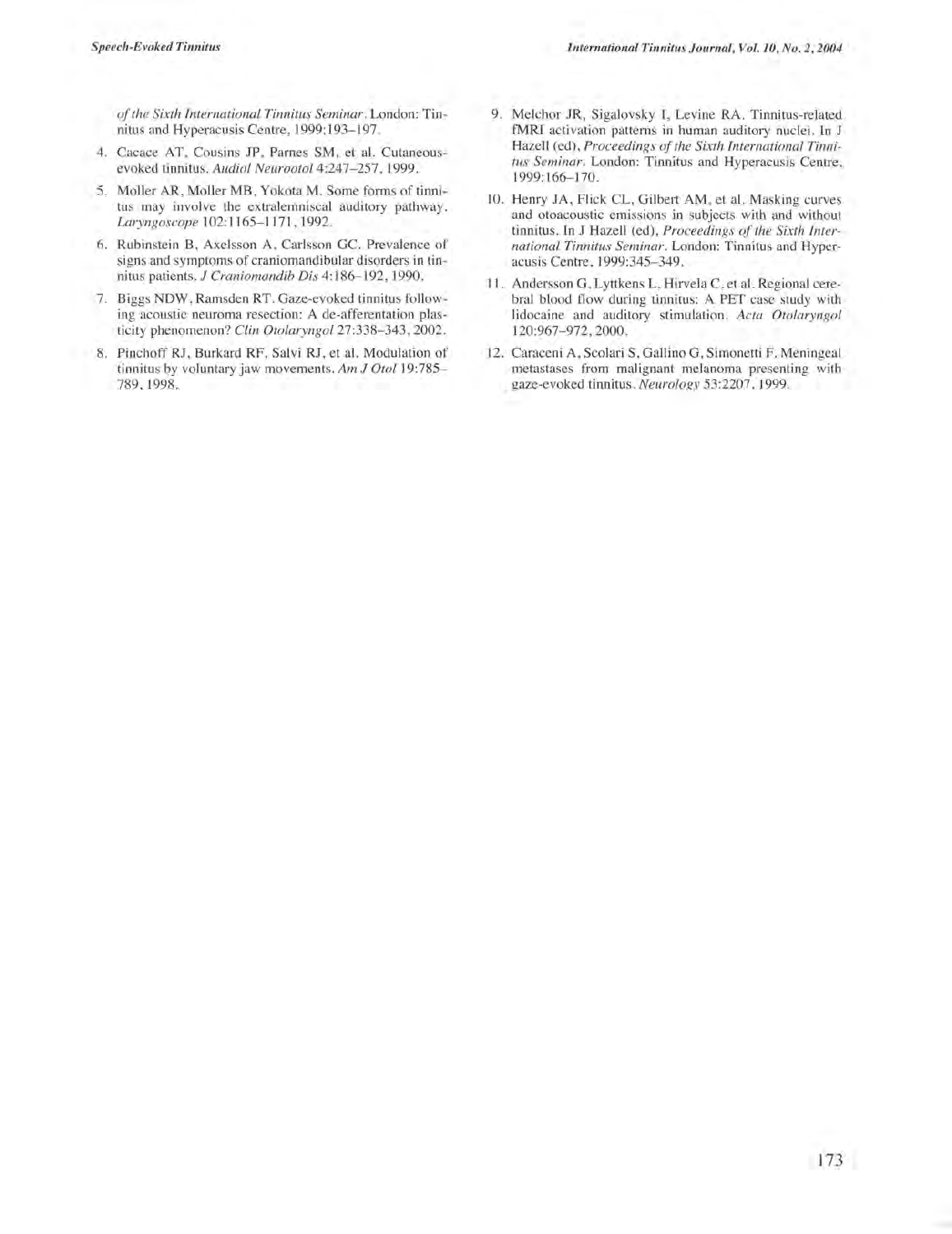*of the Sixth International Tinnitus Seminar*. London: Tinnitus and Hyperacusis Centre, 1999:193–197.

4. Cacace AT, Cousins JP, Parnes SM, et al. Cutaneous-evoked tinnitus. *Audiol Neurootol* 4:247–257, 1999.
5. Moller AR, Moller MB, Yokota M. Some forms of tinnitus may involve the extralemniscal auditory pathway. *Laryngoscope* 102:1165–1171, 1992.
6. Rubinstein B, Axelsson A, Carlsson GC. Prevalence of signs and symptoms of craniomandibular disorders in tinnitus patients. *J Craniomandib Dis* 4:186–192, 1990.
7. Biggs NDW, Ramsden RT. Gaze-evoked tinnitus following acoustic neuroma resection: A de-afferentation plasticity phenomenon? *Clin Otolaryngol* 27:338–343, 2002.
8. Pinchoff RJ, Burkard RF, Salvi RJ, et al. Modulation of tinnitus by voluntary jaw movements. *Am J Otol* 19:785–789, 1998.
9. Melchor JR, Sigalovsky I, Levine RA. Tinnitus-related fMRI activation patterns in human auditory nuclei. In J Hazell (ed), *Proceedings of the Sixth International Tinnitus Seminar*. London: Tinnitus and Hyperacusis Centre, 1999:166–170.
10. Henry JA, Flick CL, Gilbert AM, et al. Masking curves and otoacoustic emissions in subjects with and without tinnitus. In J Hazell (ed), *Proceedings of the Sixth International Tinnitus Seminar*. London: Tinnitus and Hyperacusis Centre, 1999:345–349.
11. Andersson G, Lyttkens L, Hirvela C, et al. Regional cerebral blood flow during tinnitus: A PET case study with lidocaine and auditory stimulation. *Acta Otolaryngol* 120:967–972, 2000.
12. Caraceni A, Scolari S, Gallino G, Simonetti F. Meningeal metastases from malignant melanoma presenting with gaze-evoked tinnitus. *Neurology* 53:2207, 1999.